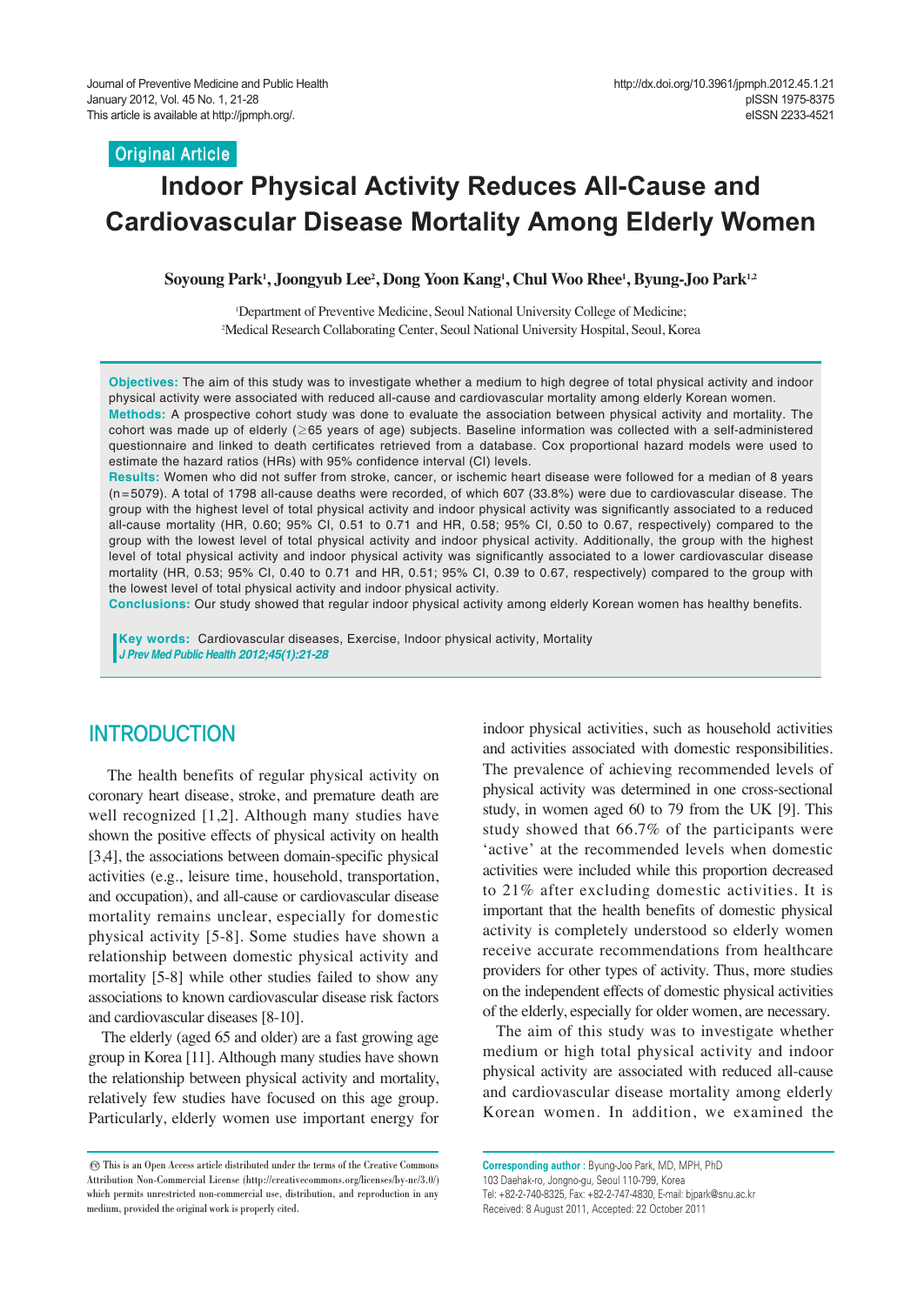Original Article

# Indoor Physical Activity Reduces All-Cause and Cardiovascular Disease Mortality Among Elderly Women

**Soyoung Park[1], Joongyub Lee[2], Dong Yoon Kang[1], Chul Woo Rhee[1], Byung-Joo Park[1,2]**

[1]Department of Preventive Medicine, Seoul National University College of Medicine; [2]Medical Research Collaborating Center, Seoul National University Hospital, Seoul, Korea

**Objectives:** The aim of this study was to investigate whether a medium to high degree of total physical activity and indoor physical activity were associated with reduced all-cause and cardiovascular mortality among elderly Korean women.

**Methods:** A prospective cohort study was done to evaluate the association between physical activity and mortality. The cohort was made up of elderly (≥65 years of age) subjects. Baseline information was collected with a self-administered questionnaire and linked to death certificates retrieved from a database. Cox proportional hazard models were used to estimate the hazard ratios (HRs) with 95% confidence interval (CI) levels.

**Results:** Women who did not suffer from stroke, cancer, or ischemic heart disease were followed for a median of 8 years (n=5079). A total of 1798 all-cause deaths were recorded, of which 607 (33.8%) were due to cardiovascular disease. The group with the highest level of total physical activity and indoor physical activity was significantly associated to a reduced all-cause mortality (HR, 0.60; 95% CI, 0.51 to 0.71 and HR, 0.58; 95% CI, 0.50 to 0.67, respectively) compared to the group with the lowest level of total physical activity and indoor physical activity. Additionally, the group with the highest level of total physical activity and indoor physical activity was significantly associated to a lower cardiovascular disease mortality (HR, 0.53; 95% CI, 0.40 to 0.71 and HR, 0.51; 95% CI, 0.39 to 0.67, respectively) compared to the group with the lowest level of total physical activity and indoor physical activity.

**Conclusions:** Our study showed that regular indoor physical activity among elderly Korean women has healthy benefits.

**Key words:** Cardiovascular diseases, Exercise, Indoor physical activity, Mortality

## INTRODUCTION

The health benefits of regular physical activity on coronary heart disease, stroke, and premature death are well recognized [1,2]. Although many studies have shown the positive effects of physical activity on health [3,4], the associations between domain-specific physical activities (e.g., leisure time, household, transportation, and occupation), and all-cause or cardiovascular disease mortality remains unclear, especially for domestic physical activity [5-8]. Some studies have shown a relationship between domestic physical activity and mortality [5-8] while other studies failed to show any associations to known cardiovascular disease risk factors and cardiovascular diseases [8-10].

The elderly (aged 65 and older) are a fast growing age group in Korea [11]. Although many studies have shown the relationship between physical activity and mortality, relatively few studies have focused on this age group. Particularly, elderly women use important energy for indoor physical activities, such as household activities and activities associated with domestic responsibilities. The prevalence of achieving recommended levels of physical activity was determined in one cross-sectional study, in women aged 60 to 79 from the UK [9]. This study showed that 66.7% of the participants were 'active' at the recommended levels when domestic activities were included while this proportion decreased to 21% after excluding domestic activities. It is important that the health benefits of domestic physical activity is completely understood so elderly women receive accurate recommendations from healthcare providers for other types of activity. Thus, more studies on the independent effects of domestic physical activities of the elderly, especially for older women, are necessary.

The aim of this study was to investigate whether medium or high total physical activity and indoor physical activity are associated with reduced all-cause and cardiovascular disease mortality among elderly Korean women. In addition, we examined the

This is an Open Access article distributed under the terms of the Creative Commons Attribution Non-Commercial License (http://creativecommons.org/licenses/by-nc/3.0/) which permits unrestricted non-commercial use, distribution, and reproduction in any medium, provided the original work is properly cited.

**Corresponding author :** Byung-Joo Park, MD, MPH, PhD
103 Daehak-ro, Jongno-gu, Seoul 110-799, Korea
Tel: +82-2-740-8325, Fax: +82-2-747-4830, E-mail: bjpark@snu.ac.kr
Received: 8 August 2011, Accepted: 22 October 2011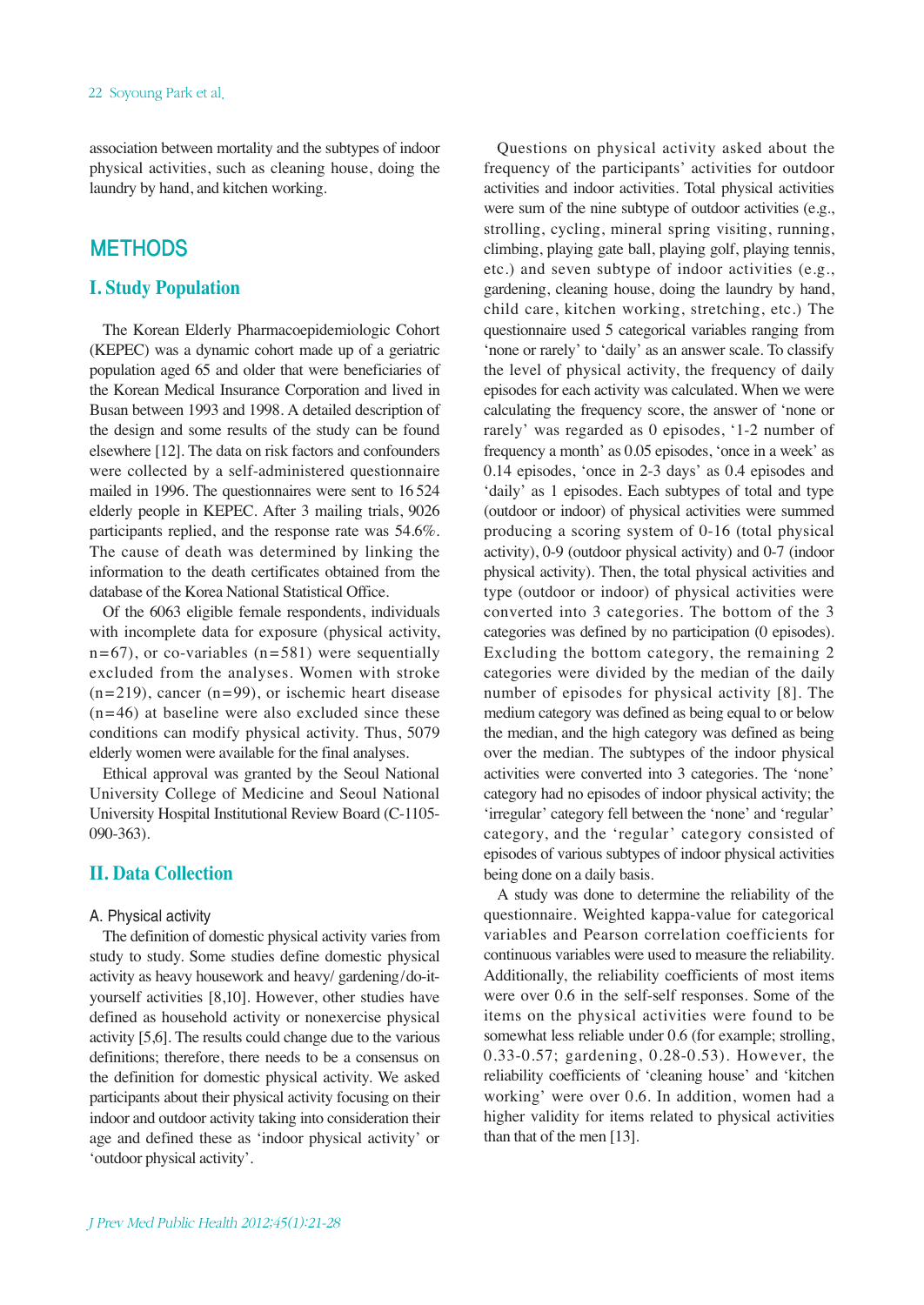association between mortality and the subtypes of indoor physical activities, such as cleaning house, doing the laundry by hand, and kitchen working.

# METHODS

## I. Study Population

The Korean Elderly Pharmacoepidemiologic Cohort (KEPEC) was a dynamic cohort made up of a geriatric population aged 65 and older that were beneficiaries of the Korean Medical Insurance Corporation and lived in Busan between 1993 and 1998. A detailed description of the design and some results of the study can be found elsewhere [12]. The data on risk factors and confounders were collected by a self-administered questionnaire mailed in 1996. The questionnaires were sent to 16 524 elderly people in KEPEC. After 3 mailing trials, 9026 participants replied, and the response rate was 54.6%. The cause of death was determined by linking the information to the death certificates obtained from the database of the Korea National Statistical Office.

Of the 6063 eligible female respondents, individuals with incomplete data for exposure (physical activity, n=67), or co-variables (n=581) were sequentially excluded from the analyses. Women with stroke (n=219), cancer (n=99), or ischemic heart disease (n=46) at baseline were also excluded since these conditions can modify physical activity. Thus, 5079 elderly women were available for the final analyses.

Ethical approval was granted by the Seoul National University College of Medicine and Seoul National University Hospital Institutional Review Board (C-1105-090-363).

## II. Data Collection

### A. Physical activity

The definition of domestic physical activity varies from study to study. Some studies define domestic physical activity as heavy housework and heavy/ gardening/do-it-yourself activities [8,10]. However, other studies have defined as household activity or nonexercise physical activity [5,6]. The results could change due to the various definitions; therefore, there needs to be a consensus on the definition for domestic physical activity. We asked participants about their physical activity focusing on their indoor and outdoor activity taking into consideration their age and defined these as 'indoor physical activity' or 'outdoor physical activity'.

Questions on physical activity asked about the frequency of the participants' activities for outdoor activities and indoor activities. Total physical activities were sum of the nine subtype of outdoor activities (e.g., strolling, cycling, mineral spring visiting, running, climbing, playing gate ball, playing golf, playing tennis, etc.) and seven subtype of indoor activities (e.g., gardening, cleaning house, doing the laundry by hand, child care, kitchen working, stretching, etc.) The questionnaire used 5 categorical variables ranging from 'none or rarely' to 'daily' as an answer scale. To classify the level of physical activity, the frequency of daily episodes for each activity was calculated. When we were calculating the frequency score, the answer of 'none or rarely' was regarded as 0 episodes, '1-2 number of frequency a month' as 0.05 episodes, 'once in a week' as 0.14 episodes, 'once in 2-3 days' as 0.4 episodes and 'daily' as 1 episodes. Each subtypes of total and type (outdoor or indoor) of physical activities were summed producing a scoring system of 0-16 (total physical activity), 0-9 (outdoor physical activity) and 0-7 (indoor physical activity). Then, the total physical activities and type (outdoor or indoor) of physical activities were converted into 3 categories. The bottom of the 3 categories was defined by no participation (0 episodes). Excluding the bottom category, the remaining 2 categories were divided by the median of the daily number of episodes for physical activity [8]. The medium category was defined as being equal to or below the median, and the high category was defined as being over the median. The subtypes of the indoor physical activities were converted into 3 categories. The 'none' category had no episodes of indoor physical activity; the 'irregular' category fell between the 'none' and 'regular' category, and the 'regular' category consisted of episodes of various subtypes of indoor physical activities being done on a daily basis.

A study was done to determine the reliability of the questionnaire. Weighted kappa-value for categorical variables and Pearson correlation coefficients for continuous variables were used to measure the reliability. Additionally, the reliability coefficients of most items were over 0.6 in the self-self responses. Some of the items on the physical activities were found to be somewhat less reliable under 0.6 (for example; strolling, 0.33-0.57; gardening, 0.28-0.53). However, the reliability coefficients of 'cleaning house' and 'kitchen working' were over 0.6. In addition, women had a higher validity for items related to physical activities than that of the men [13].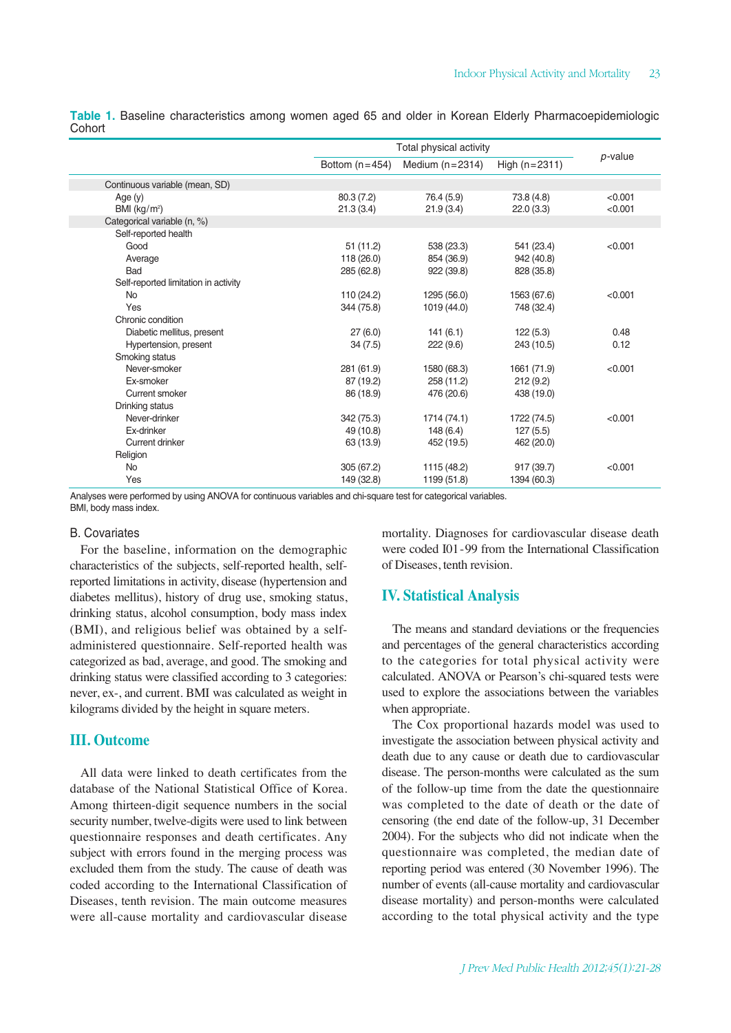**Table 1.** Baseline characteristics among women aged 65 and older in Korean Elderly Pharmacoepidemiologic Cohort

| | Total physical activity | | | *p*-value |
|---|---|---|---|---|
| | Bottom (n=454) | Medium (n=2314) | High (n=2311) | |
| Continuous variable (mean, SD) | | | | |
| Age (y) | 80.3 (7.2) | 76.4 (5.9) | 73.8 (4.8) | <0.001 |
| BMI (kg/m$^2$) | 21.3 (3.4) | 21.9 (3.4) | 22.0 (3.3) | <0.001 |
| Categorical variable (n, %) | | | | |
| Self-reported health | | | | |
| Good | 51 (11.2) | 538 (23.3) | 541 (23.4) | <0.001 |
| Average | 118 (26.0) | 854 (36.9) | 942 (40.8) | |
| Bad | 285 (62.8) | 922 (39.8) | 828 (35.8) | |
| Self-reported limitation in activity | | | | |
| No | 110 (24.2) | 1295 (56.0) | 1563 (67.6) | <0.001 |
| Yes | 344 (75.8) | 1019 (44.0) | 748 (32.4) | |
| Chronic condition | | | | |
| Diabetic mellitus, present | 27 (6.0) | 141 (6.1) | 122 (5.3) | 0.48 |
| Hypertension, present | 34 (7.5) | 222 (9.6) | 243 (10.5) | 0.12 |
| Smoking status | | | | |
| Never-smoker | 281 (61.9) | 1580 (68.3) | 1661 (71.9) | <0.001 |
| Ex-smoker | 87 (19.2) | 258 (11.2) | 212 (9.2) | |
| Current smoker | 86 (18.9) | 476 (20.6) | 438 (19.0) | |
| Drinking status | | | | |
| Never-drinker | 342 (75.3) | 1714 (74.1) | 1722 (74.5) | <0.001 |
| Ex-drinker | 49 (10.8) | 148 (6.4) | 127 (5.5) | |
| Current drinker | 63 (13.9) | 452 (19.5) | 462 (20.0) | |
| Religion | | | | |
| No | 305 (67.2) | 1115 (48.2) | 917 (39.7) | <0.001 |
| Yes | 149 (32.8) | 1199 (51.8) | 1394 (60.3) | |

Analyses were performed by using ANOVA for continuous variables and chi-square test for categorical variables.
BMI, body mass index.

B. Covariates

For the baseline, information on the demographic characteristics of the subjects, self-reported health, self-reported limitations in activity, disease (hypertension and diabetes mellitus), history of drug use, smoking status, drinking status, alcohol consumption, body mass index (BMI), and religious belief was obtained by a self-administered questionnaire. Self-reported health was categorized as bad, average, and good. The smoking and drinking status were classified according to 3 categories: never, ex-, and current. BMI was calculated as weight in kilograms divided by the height in square meters.

## III. Outcome

All data were linked to death certificates from the database of the National Statistical Office of Korea. Among thirteen-digit sequence numbers in the social security number, twelve-digits were used to link between questionnaire responses and death certificates. Any subject with errors found in the merging process was excluded them from the study. The cause of death was coded according to the International Classification of Diseases, tenth revision. The main outcome measures were all-cause mortality and cardiovascular disease mortality. Diagnoses for cardiovascular disease death were coded I01-99 from the International Classification of Diseases, tenth revision.

## IV. Statistical Analysis

The means and standard deviations or the frequencies and percentages of the general characteristics according to the categories for total physical activity were calculated. ANOVA or Pearson's chi-squared tests were used to explore the associations between the variables when appropriate.

The Cox proportional hazards model was used to investigate the association between physical activity and death due to any cause or death due to cardiovascular disease. The person-months were calculated as the sum of the follow-up time from the date the questionnaire was completed to the date of death or the date of censoring (the end date of the follow-up, 31 December 2004). For the subjects who did not indicate when the questionnaire was completed, the median date of reporting period was entered (30 November 1996). The number of events (all-cause mortality and cardiovascular disease mortality) and person-months were calculated according to the total physical activity and the type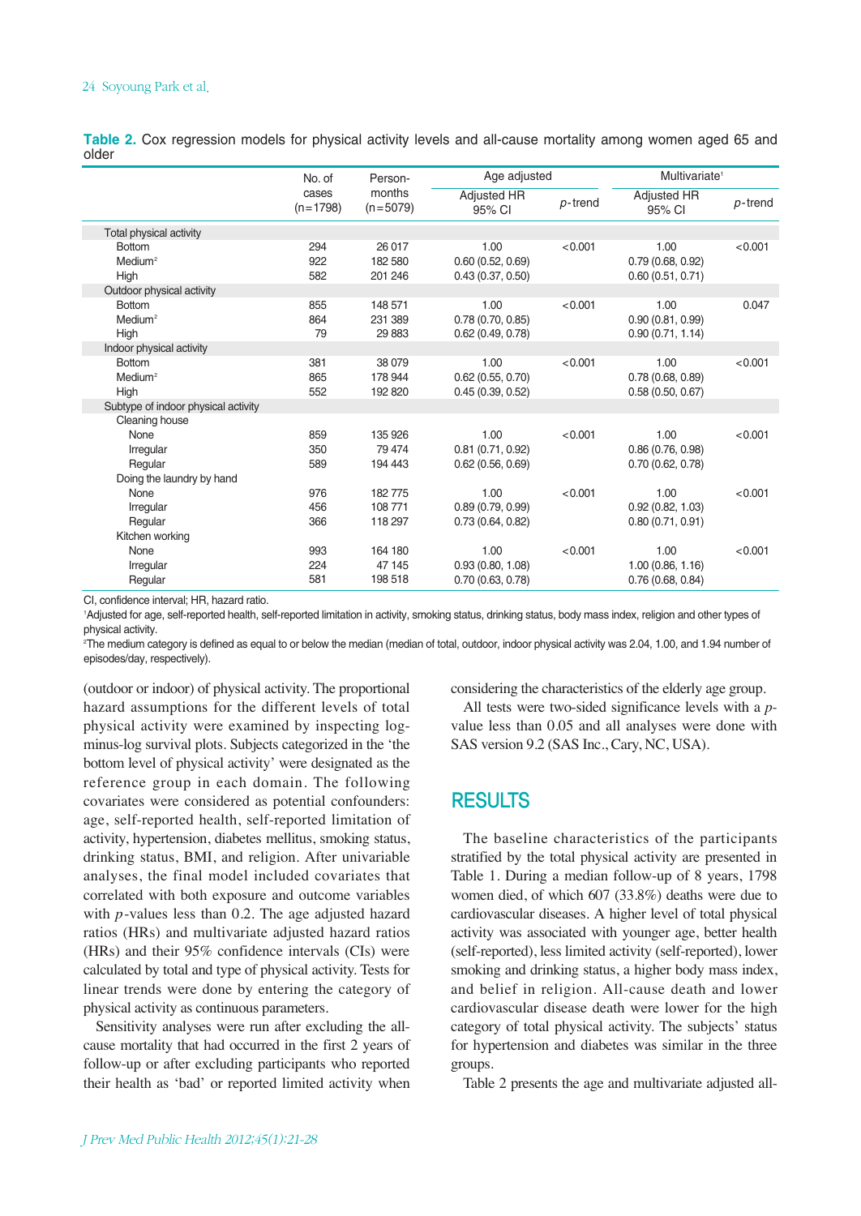**Table 2.** Cox regression models for physical activity levels and all-cause mortality among women aged 65 and older

| | No. of cases (n=1798) | Person-months (n=5079) | Age adjusted | | Multivariate[1] | |
|---|---|---|---|---|---|---|
| | | | Adjusted HR 95% CI | *p*-trend | Adjusted HR 95% CI | *p*-trend |
| Total physical activity | | | | | | |
| Bottom | 294 | 26 017 | 1.00 | <0.001 | 1.00 | <0.001 |
| Medium[2] | 922 | 182 580 | 0.60 (0.52, 0.69) | | 0.79 (0.68, 0.92) | |
| High | 582 | 201 246 | 0.43 (0.37, 0.50) | | 0.60 (0.51, 0.71) | |
| Outdoor physical activity | | | | | | |
| Bottom | 855 | 148 571 | 1.00 | <0.001 | 1.00 | 0.047 |
| Medium[2] | 864 | 231 389 | 0.78 (0.70, 0.85) | | 0.90 (0.81, 0.99) | |
| High | 79 | 29 883 | 0.62 (0.49, 0.78) | | 0.90 (0.71, 1.14) | |
| Indoor physical activity | | | | | | |
| Bottom | 381 | 38 079 | 1.00 | <0.001 | 1.00 | <0.001 |
| Medium[2] | 865 | 178 944 | 0.62 (0.55, 0.70) | | 0.78 (0.68, 0.89) | |
| High | 552 | 192 820 | 0.45 (0.39, 0.52) | | 0.58 (0.50, 0.67) | |
| Subtype of indoor physical activity | | | | | | |
| Cleaning house | | | | | | |
| None | 859 | 135 926 | 1.00 | <0.001 | 1.00 | <0.001 |
| Irregular | 350 | 79 474 | 0.81 (0.71, 0.92) | | 0.86 (0.76, 0.98) | |
| Regular | 589 | 194 443 | 0.62 (0.56, 0.69) | | 0.70 (0.62, 0.78) | |
| Doing the laundry by hand | | | | | | |
| None | 976 | 182 775 | 1.00 | <0.001 | 1.00 | <0.001 |
| Irregular | 456 | 108 771 | 0.89 (0.79, 0.99) | | 0.92 (0.82, 1.03) | |
| Regular | 366 | 118 297 | 0.73 (0.64, 0.82) | | 0.80 (0.71, 0.91) | |
| Kitchen working | | | | | | |
| None | 993 | 164 180 | 1.00 | <0.001 | 1.00 | <0.001 |
| Irregular | 224 | 47 145 | 0.93 (0.80, 1.08) | | 1.00 (0.86, 1.16) | |
| Regular | 581 | 198 518 | 0.70 (0.63, 0.78) | | 0.76 (0.68, 0.84) | |

CI, confidence interval; HR, hazard ratio.

[1]Adjusted for age, self-reported health, self-reported limitation in activity, smoking status, drinking status, body mass index, religion and other types of physical activity.

[2]The medium category is defined as equal to or below the median (median of total, outdoor, indoor physical activity was 2.04, 1.00, and 1.94 number of episodes/day, respectively).

(outdoor or indoor) of physical activity. The proportional hazard assumptions for the different levels of total physical activity were examined by inspecting log-minus-log survival plots. Subjects categorized in the 'the bottom level of physical activity' were designated as the reference group in each domain. The following covariates were considered as potential confounders: age, self-reported health, self-reported limitation of activity, hypertension, diabetes mellitus, smoking status, drinking status, BMI, and religion. After univariable analyses, the final model included covariates that correlated with both exposure and outcome variables with $p$-values less than 0.2. The age adjusted hazard ratios (HRs) and multivariate adjusted hazard ratios (HRs) and their 95% confidence intervals (CIs) were calculated by total and type of physical activity. Tests for linear trends were done by entering the category of physical activity as continuous parameters.

Sensitivity analyses were run after excluding the all-cause mortality that had occurred in the first 2 years of follow-up or after excluding participants who reported their health as 'bad' or reported limited activity when considering the characteristics of the elderly age group.

All tests were two-sided significance levels with a $p$-value less than 0.05 and all analyses were done with SAS version 9.2 (SAS Inc., Cary, NC, USA).

## RESULTS

The baseline characteristics of the participants stratified by the total physical activity are presented in Table 1. During a median follow-up of 8 years, 1798 women died, of which 607 (33.8%) deaths were due to cardiovascular diseases. A higher level of total physical activity was associated with younger age, better health (self-reported), less limited activity (self-reported), lower smoking and drinking status, a higher body mass index, and belief in religion. All-cause death and lower cardiovascular disease death were lower for the high category of total physical activity. The subjects' status for hypertension and diabetes was similar in the three groups.

Table 2 presents the age and multivariate adjusted all-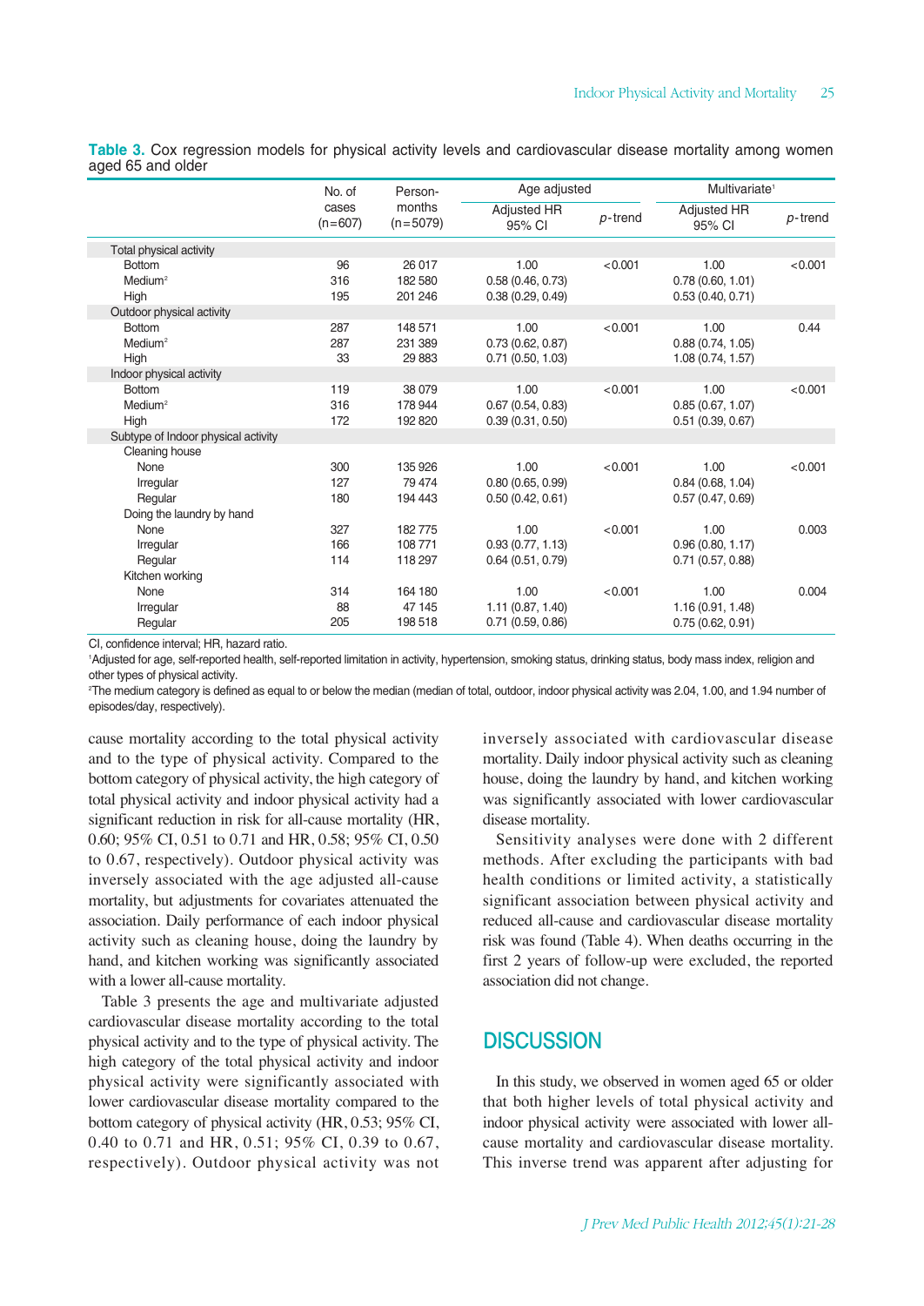**Table 3.** Cox regression models for physical activity levels and cardiovascular disease mortality among women aged 65 and older

| | No. of cases (n=607) | Person-months (n=5079) | Age adjusted | | Multivariate[1] | |
|---|---|---|---|---|---|---|
| | | | Adjusted HR 95% CI | *p*-trend | Adjusted HR 95% CI | *p*-trend |
| Total physical activity | | | | | | |
| Bottom | 96 | 26 017 | 1.00 | <0.001 | 1.00 | <0.001 |
| Medium[2] | 316 | 182 580 | 0.58 (0.46, 0.73) | | 0.78 (0.60, 1.01) | |
| High | 195 | 201 246 | 0.38 (0.29, 0.49) | | 0.53 (0.40, 0.71) | |
| Outdoor physical activity | | | | | | |
| Bottom | 287 | 148 571 | 1.00 | <0.001 | 1.00 | 0.44 |
| Medium[2] | 287 | 231 389 | 0.73 (0.62, 0.87) | | 0.88 (0.74, 1.05) | |
| High | 33 | 29 883 | 0.71 (0.50, 1.03) | | 1.08 (0.74, 1.57) | |
| Indoor physical activity | | | | | | |
| Bottom | 119 | 38 079 | 1.00 | <0.001 | 1.00 | <0.001 |
| Medium[2] | 316 | 178 944 | 0.67 (0.54, 0.83) | | 0.85 (0.67, 1.07) | |
| High | 172 | 192 820 | 0.39 (0.31, 0.50) | | 0.51 (0.39, 0.67) | |
| Subtype of Indoor physical activity | | | | | | |
| Cleaning house | | | | | | |
| None | 300 | 135 926 | 1.00 | <0.001 | 1.00 | <0.001 |
| Irregular | 127 | 79 474 | 0.80 (0.65, 0.99) | | 0.84 (0.68, 1.04) | |
| Regular | 180 | 194 443 | 0.50 (0.42, 0.61) | | 0.57 (0.47, 0.69) | |
| Doing the laundry by hand | | | | | | |
| None | 327 | 182 775 | 1.00 | <0.001 | 1.00 | 0.003 |
| Irregular | 166 | 108 771 | 0.93 (0.77, 1.13) | | 0.96 (0.80, 1.17) | |
| Regular | 114 | 118 297 | 0.64 (0.51, 0.79) | | 0.71 (0.57, 0.88) | |
| Kitchen working | | | | | | |
| None | 314 | 164 180 | 1.00 | <0.001 | 1.00 | 0.004 |
| Irregular | 88 | 47 145 | 1.11 (0.87, 1.40) | | 1.16 (0.91, 1.48) | |
| Regular | 205 | 198 518 | 0.71 (0.59, 0.86) | | 0.75 (0.62, 0.91) | |

CI, confidence interval; HR, hazard ratio.

[1]Adjusted for age, self-reported health, self-reported limitation in activity, hypertension, smoking status, drinking status, body mass index, religion and other types of physical activity.

[2]The medium category is defined as equal to or below the median (median of total, outdoor, indoor physical activity was 2.04, 1.00, and 1.94 number of episodes/day, respectively).

cause mortality according to the total physical activity and to the type of physical activity. Compared to the bottom category of physical activity, the high category of total physical activity and indoor physical activity had a significant reduction in risk for all-cause mortality (HR, 0.60; 95% CI, 0.51 to 0.71 and HR, 0.58; 95% CI, 0.50 to 0.67, respectively). Outdoor physical activity was inversely associated with the age adjusted all-cause mortality, but adjustments for covariates attenuated the association. Daily performance of each indoor physical activity such as cleaning house, doing the laundry by hand, and kitchen working was significantly associated with a lower all-cause mortality.

Table 3 presents the age and multivariate adjusted cardiovascular disease mortality according to the total physical activity and to the type of physical activity. The high category of the total physical activity and indoor physical activity were significantly associated with lower cardiovascular disease mortality compared to the bottom category of physical activity (HR, 0.53; 95% CI, 0.40 to 0.71 and HR, 0.51; 95% CI, 0.39 to 0.67, respectively). Outdoor physical activity was not inversely associated with cardiovascular disease mortality. Daily indoor physical activity such as cleaning house, doing the laundry by hand, and kitchen working was significantly associated with lower cardiovascular disease mortality.

Sensitivity analyses were done with 2 different methods. After excluding the participants with bad health conditions or limited activity, a statistically significant association between physical activity and reduced all-cause and cardiovascular disease mortality risk was found (Table 4). When deaths occurring in the first 2 years of follow-up were excluded, the reported association did not change.

## DISCUSSION

In this study, we observed in women aged 65 or older that both higher levels of total physical activity and indoor physical activity were associated with lower all-cause mortality and cardiovascular disease mortality. This inverse trend was apparent after adjusting for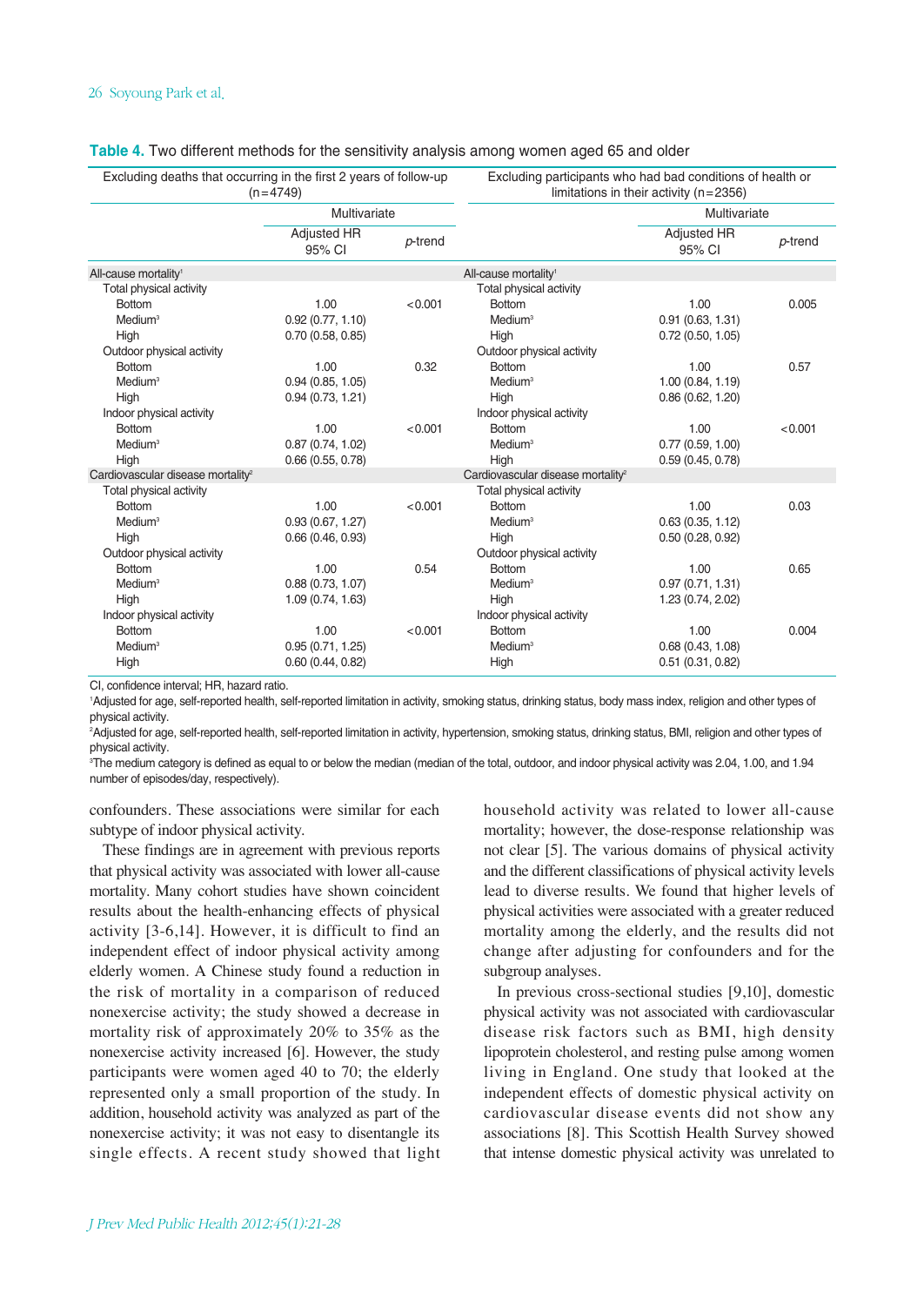**Table 4.** Two different methods for the sensitivity analysis among women aged 65 and older

| Excluding deaths that occurring in the first 2 years of follow-up (n=4749) | | | Excluding participants who had bad conditions of health or limitations in their activity (n=2356) | | |
|---|---|---|---|---|---|
| | Multivariate | | | Multivariate | |
| | Adjusted HR 95% CI | *p*-trend | | Adjusted HR 95% CI | *p*-trend |
| All-cause mortality[1] | | | All-cause mortality[1] | | |
| Total physical activity | | | Total physical activity | | |
| Bottom | 1.00 | <0.001 | Bottom | 1.00 | 0.005 |
| Medium[3] | 0.92 (0.77, 1.10) | | Medium[3] | 0.91 (0.63, 1.31) | |
| High | 0.70 (0.58, 0.85) | | High | 0.72 (0.50, 1.05) | |
| Outdoor physical activity | | | Outdoor physical activity | | |
| Bottom | 1.00 | 0.32 | Bottom | 1.00 | 0.57 |
| Medium[3] | 0.94 (0.85, 1.05) | | Medium[3] | 1.00 (0.84, 1.19) | |
| High | 0.94 (0.73, 1.21) | | High | 0.86 (0.62, 1.20) | |
| Indoor physical activity | | | Indoor physical activity | | |
| Bottom | 1.00 | <0.001 | Bottom | 1.00 | <0.001 |
| Medium[3] | 0.87 (0.74, 1.02) | | Medium[3] | 0.77 (0.59, 1.00) | |
| High | 0.66 (0.55, 0.78) | | High | 0.59 (0.45, 0.78) | |
| Cardiovascular disease mortality[2] | | | Cardiovascular disease mortality[2] | | |
| Total physical activity | | | Total physical activity | | |
| Bottom | 1.00 | <0.001 | Bottom | 1.00 | 0.03 |
| Medium[3] | 0.93 (0.67, 1.27) | | Medium[3] | 0.63 (0.35, 1.12) | |
| High | 0.66 (0.46, 0.93) | | High | 0.50 (0.28, 0.92) | |
| Outdoor physical activity | | | Outdoor physical activity | | |
| Bottom | 1.00 | 0.54 | Bottom | 1.00 | 0.65 |
| Medium[3] | 0.88 (0.73, 1.07) | | Medium[3] | 0.97 (0.71, 1.31) | |
| High | 1.09 (0.74, 1.63) | | High | 1.23 (0.74, 2.02) | |
| Indoor physical activity | | | Indoor physical activity | | |
| Bottom | 1.00 | <0.001 | Bottom | 1.00 | 0.004 |
| Medium[3] | 0.95 (0.71, 1.25) | | Medium[3] | 0.68 (0.43, 1.08) | |
| High | 0.60 (0.44, 0.82) | | High | 0.51 (0.31, 0.82) | |

CI, confidence interval; HR, hazard ratio.

[1]Adjusted for age, self-reported health, self-reported limitation in activity, smoking status, drinking status, body mass index, religion and other types of physical activity.

[2]Adjusted for age, self-reported health, self-reported limitation in activity, hypertension, smoking status, drinking status, BMI, religion and other types of physical activity.

[3]The medium category is defined as equal to or below the median (median of the total, outdoor, and indoor physical activity was 2.04, 1.00, and 1.94 number of episodes/day, respectively).

confounders. These associations were similar for each subtype of indoor physical activity.

These findings are in agreement with previous reports that physical activity was associated with lower all-cause mortality. Many cohort studies have shown coincident results about the health-enhancing effects of physical activity [3-6,14]. However, it is difficult to find an independent effect of indoor physical activity among elderly women. A Chinese study found a reduction in the risk of mortality in a comparison of reduced nonexercise activity; the study showed a decrease in mortality risk of approximately 20% to 35% as the nonexercise activity increased [6]. However, the study participants were women aged 40 to 70; the elderly represented only a small proportion of the study. In addition, household activity was analyzed as part of the nonexercise activity; it was not easy to disentangle its single effects. A recent study showed that light household activity was related to lower all-cause mortality; however, the dose-response relationship was not clear [5]. The various domains of physical activity and the different classifications of physical activity levels lead to diverse results. We found that higher levels of physical activities were associated with a greater reduced mortality among the elderly, and the results did not change after adjusting for confounders and for the subgroup analyses.

In previous cross-sectional studies [9,10], domestic physical activity was not associated with cardiovascular disease risk factors such as BMI, high density lipoprotein cholesterol, and resting pulse among women living in England. One study that looked at the independent effects of domestic physical activity on cardiovascular disease events did not show any associations [8]. This Scottish Health Survey showed that intense domestic physical activity was unrelated to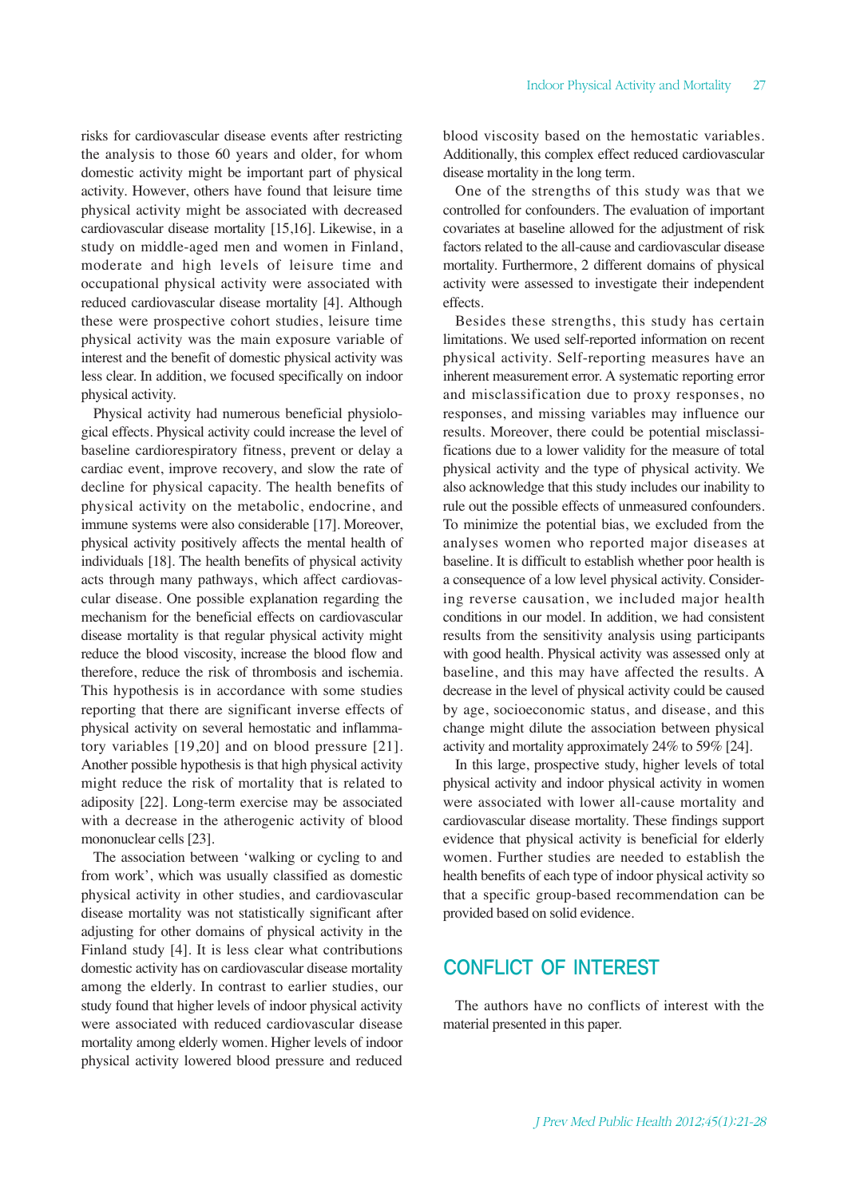risks for cardiovascular disease events after restricting the analysis to those 60 years and older, for whom domestic activity might be important part of physical activity. However, others have found that leisure time physical activity might be associated with decreased cardiovascular disease mortality [15,16]. Likewise, in a study on middle-aged men and women in Finland, moderate and high levels of leisure time and occupational physical activity were associated with reduced cardiovascular disease mortality [4]. Although these were prospective cohort studies, leisure time physical activity was the main exposure variable of interest and the benefit of domestic physical activity was less clear. In addition, we focused specifically on indoor physical activity.

Physical activity had numerous beneficial physiological effects. Physical activity could increase the level of baseline cardiorespiratory fitness, prevent or delay a cardiac event, improve recovery, and slow the rate of decline for physical capacity. The health benefits of physical activity on the metabolic, endocrine, and immune systems were also considerable [17]. Moreover, physical activity positively affects the mental health of individuals [18]. The health benefits of physical activity acts through many pathways, which affect cardiovascular disease. One possible explanation regarding the mechanism for the beneficial effects on cardiovascular disease mortality is that regular physical activity might reduce the blood viscosity, increase the blood flow and therefore, reduce the risk of thrombosis and ischemia. This hypothesis is in accordance with some studies reporting that there are significant inverse effects of physical activity on several hemostatic and inflammatory variables [19,20] and on blood pressure [21]. Another possible hypothesis is that high physical activity might reduce the risk of mortality that is related to adiposity [22]. Long-term exercise may be associated with a decrease in the atherogenic activity of blood mononuclear cells [23].

The association between 'walking or cycling to and from work', which was usually classified as domestic physical activity in other studies, and cardiovascular disease mortality was not statistically significant after adjusting for other domains of physical activity in the Finland study [4]. It is less clear what contributions domestic activity has on cardiovascular disease mortality among the elderly. In contrast to earlier studies, our study found that higher levels of indoor physical activity were associated with reduced cardiovascular disease mortality among elderly women. Higher levels of indoor physical activity lowered blood pressure and reduced blood viscosity based on the hemostatic variables. Additionally, this complex effect reduced cardiovascular disease mortality in the long term.

One of the strengths of this study was that we controlled for confounders. The evaluation of important covariates at baseline allowed for the adjustment of risk factors related to the all-cause and cardiovascular disease mortality. Furthermore, 2 different domains of physical activity were assessed to investigate their independent effects.

Besides these strengths, this study has certain limitations. We used self-reported information on recent physical activity. Self-reporting measures have an inherent measurement error. A systematic reporting error and misclassification due to proxy responses, no responses, and missing variables may influence our results. Moreover, there could be potential misclassifications due to a lower validity for the measure of total physical activity and the type of physical activity. We also acknowledge that this study includes our inability to rule out the possible effects of unmeasured confounders. To minimize the potential bias, we excluded from the analyses women who reported major diseases at baseline. It is difficult to establish whether poor health is a consequence of a low level physical activity. Considering reverse causation, we included major health conditions in our model. In addition, we had consistent results from the sensitivity analysis using participants with good health. Physical activity was assessed only at baseline, and this may have affected the results. A decrease in the level of physical activity could be caused by age, socioeconomic status, and disease, and this change might dilute the association between physical activity and mortality approximately 24% to 59% [24].

In this large, prospective study, higher levels of total physical activity and indoor physical activity in women were associated with lower all-cause mortality and cardiovascular disease mortality. These findings support evidence that physical activity is beneficial for elderly women. Further studies are needed to establish the health benefits of each type of indoor physical activity so that a specific group-based recommendation can be provided based on solid evidence.

## CONFLICT OF INTEREST

The authors have no conflicts of interest with the material presented in this paper.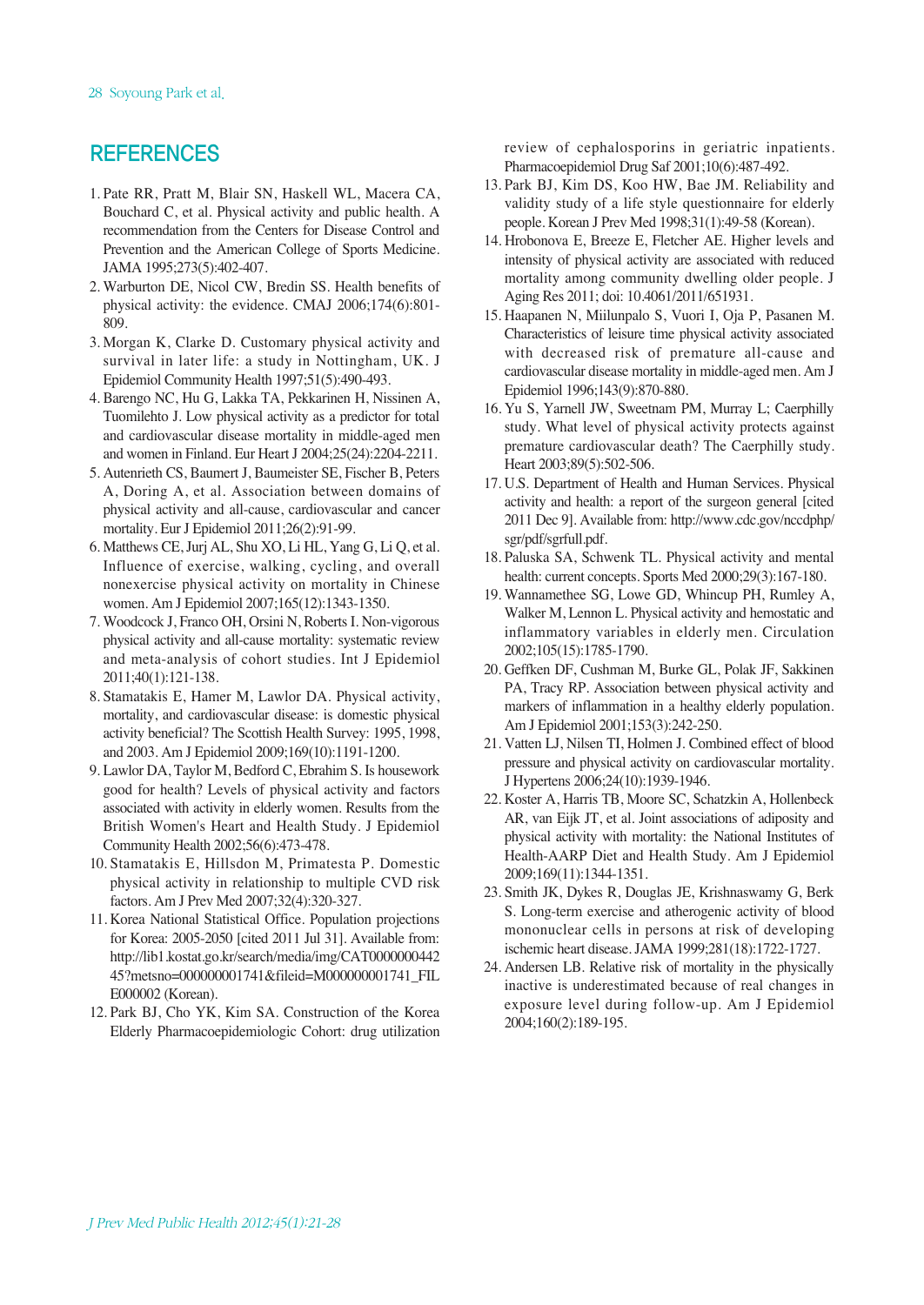## REFERENCES

1. Pate RR, Pratt M, Blair SN, Haskell WL, Macera CA, Bouchard C, et al. Physical activity and public health. A recommendation from the Centers for Disease Control and Prevention and the American College of Sports Medicine. JAMA 1995;273(5):402-407.
2. Warburton DE, Nicol CW, Bredin SS. Health benefits of physical activity: the evidence. CMAJ 2006;174(6):801-809.
3. Morgan K, Clarke D. Customary physical activity and survival in later life: a study in Nottingham, UK. J Epidemiol Community Health 1997;51(5):490-493.
4. Barengo NC, Hu G, Lakka TA, Pekkarinen H, Nissinen A, Tuomilehto J. Low physical activity as a predictor for total and cardiovascular disease mortality in middle-aged men and women in Finland. Eur Heart J 2004;25(24):2204-2211.
5. Autenrieth CS, Baumert J, Baumeister SE, Fischer B, Peters A, Doring A, et al. Association between domains of physical activity and all-cause, cardiovascular and cancer mortality. Eur J Epidemiol 2011;26(2):91-99.
6. Matthews CE, Jurj AL, Shu XO, Li HL, Yang G, Li Q, et al. Influence of exercise, walking, cycling, and overall nonexercise physical activity on mortality in Chinese women. Am J Epidemiol 2007;165(12):1343-1350.
7. Woodcock J, Franco OH, Orsini N, Roberts I. Non-vigorous physical activity and all-cause mortality: systematic review and meta-analysis of cohort studies. Int J Epidemiol 2011;40(1):121-138.
8. Stamatakis E, Hamer M, Lawlor DA. Physical activity, mortality, and cardiovascular disease: is domestic physical activity beneficial? The Scottish Health Survey: 1995, 1998, and 2003. Am J Epidemiol 2009;169(10):1191-1200.
9. Lawlor DA, Taylor M, Bedford C, Ebrahim S. Is housework good for health? Levels of physical activity and factors associated with activity in elderly women. Results from the British Women's Heart and Health Study. J Epidemiol Community Health 2002;56(6):473-478.
10. Stamatakis E, Hillsdon M, Primatesta P. Domestic physical activity in relationship to multiple CVD risk factors. Am J Prev Med 2007;32(4):320-327.
11. Korea National Statistical Office. Population projections for Korea: 2005-2050 [cited 2011 Jul 31]. Available from: http://lib1.kostat.go.kr/search/media/img/CAT000000044245?metsno=000000001741&fileid=M000000001741_FILE000002 (Korean).
12. Park BJ, Cho YK, Kim SA. Construction of the Korea Elderly Pharmacoepidemiologic Cohort: drug utilization review of cephalosporins in geriatric inpatients. Pharmacoepidemiol Drug Saf 2001;10(6):487-492.
13. Park BJ, Kim DS, Koo HW, Bae JM. Reliability and validity study of a life style questionnaire for elderly people. Korean J Prev Med 1998;31(1):49-58 (Korean).
14. Hrobonova E, Breeze E, Fletcher AE. Higher levels and intensity of physical activity are associated with reduced mortality among community dwelling older people. J Aging Res 2011; doi: 10.4061/2011/651931.
15. Haapanen N, Miilunpalo S, Vuori I, Oja P, Pasanen M. Characteristics of leisure time physical activity associated with decreased risk of premature all-cause and cardiovascular disease mortality in middle-aged men. Am J Epidemiol 1996;143(9):870-880.
16. Yu S, Yarnell JW, Sweetnam PM, Murray L; Caerphilly study. What level of physical activity protects against premature cardiovascular death? The Caerphilly study. Heart 2003;89(5):502-506.
17. U.S. Department of Health and Human Services. Physical activity and health: a report of the surgeon general [cited 2011 Dec 9]. Available from: http://www.cdc.gov/nccdphp/sgr/pdf/sgrfull.pdf.
18. Paluska SA, Schwenk TL. Physical activity and mental health: current concepts. Sports Med 2000;29(3):167-180.
19. Wannamethee SG, Lowe GD, Whincup PH, Rumley A, Walker M, Lennon L. Physical activity and hemostatic and inflammatory variables in elderly men. Circulation 2002;105(15):1785-1790.
20. Geffken DF, Cushman M, Burke GL, Polak JF, Sakkinen PA, Tracy RP. Association between physical activity and markers of inflammation in a healthy elderly population. Am J Epidemiol 2001;153(3):242-250.
21. Vatten LJ, Nilsen TI, Holmen J. Combined effect of blood pressure and physical activity on cardiovascular mortality. J Hypertens 2006;24(10):1939-1946.
22. Koster A, Harris TB, Moore SC, Schatzkin A, Hollenbeck AR, van Eijk JT, et al. Joint associations of adiposity and physical activity with mortality: the National Institutes of Health-AARP Diet and Health Study. Am J Epidemiol 2009;169(11):1344-1351.
23. Smith JK, Dykes R, Douglas JE, Krishnaswamy G, Berk S. Long-term exercise and atherogenic activity of blood mononuclear cells in persons at risk of developing ischemic heart disease. JAMA 1999;281(18):1722-1727.
24. Andersen LB. Relative risk of mortality in the physically inactive is underestimated because of real changes in exposure level during follow-up. Am J Epidemiol 2004;160(2):189-195.